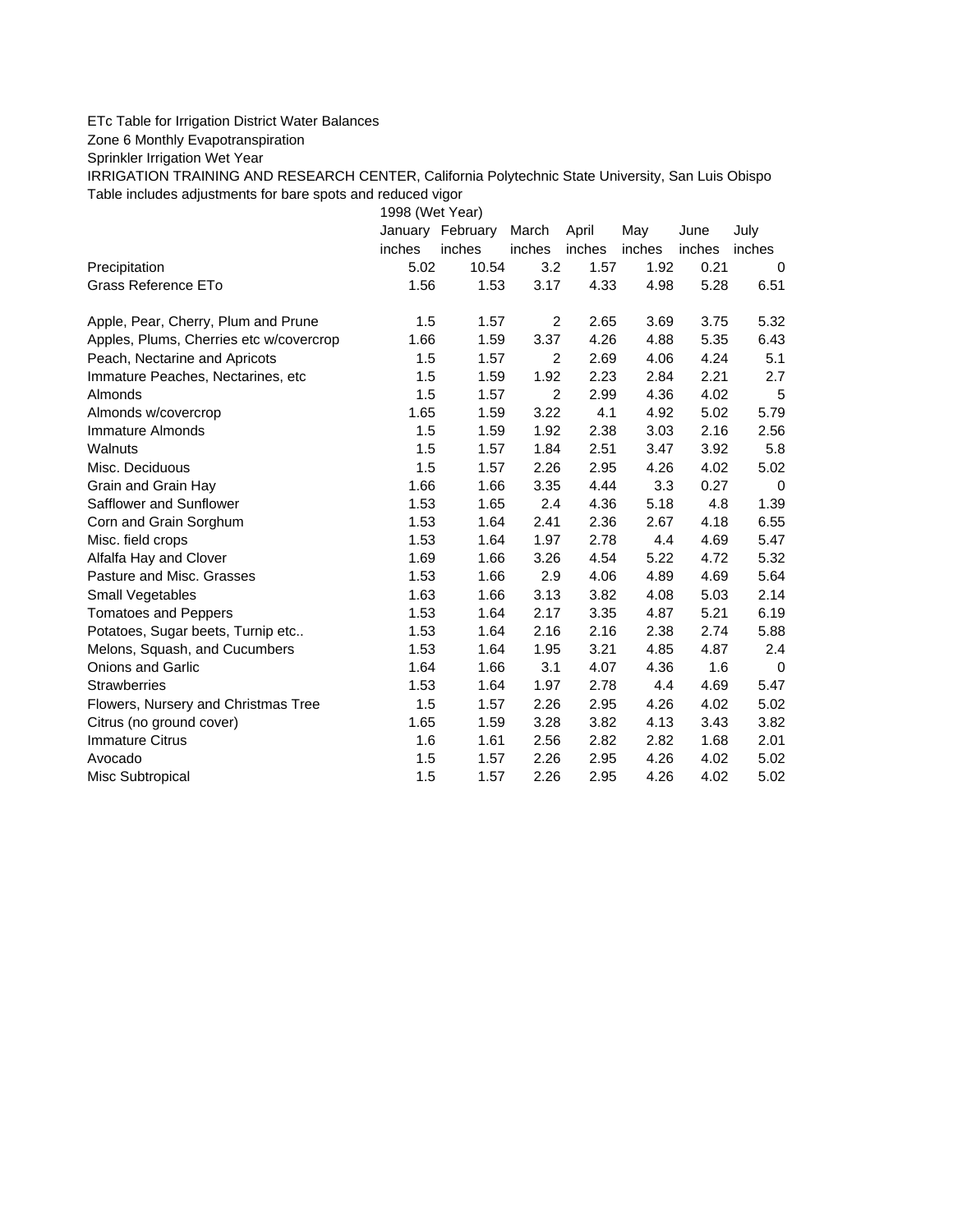ETc Table for Irrigation District Water Balances

Zone 6 Monthly Evapotranspiration

Sprinkler Irrigation Wet Year

IRRIGATION TRAINING AND RESEARCH CENTER, California Polytechnic State University, San Luis Obispo

Table includes adjustments for bare spots and reduced vigor

| | 1998 (Wet Year) | | | | | | |
|---|---|---|---|---|---|---|---|
| | January | February | March | April | May | June | July |
| | inches | inches | inches | inches | inches | inches | inches |
| Precipitation | 5.02 | 10.54 | 3.2 | 1.57 | 1.92 | 0.21 | 0 |
| Grass Reference ETo | 1.56 | 1.53 | 3.17 | 4.33 | 4.98 | 5.28 | 6.51 |
| | | | | | | | |
| Apple, Pear, Cherry, Plum and Prune | 1.5 | 1.57 | 2 | 2.65 | 3.69 | 3.75 | 5.32 |
| Apples, Plums, Cherries etc w/covercrop | 1.66 | 1.59 | 3.37 | 4.26 | 4.88 | 5.35 | 6.43 |
| Peach, Nectarine and Apricots | 1.5 | 1.57 | 2 | 2.69 | 4.06 | 4.24 | 5.1 |
| Immature Peaches, Nectarines, etc | 1.5 | 1.59 | 1.92 | 2.23 | 2.84 | 2.21 | 2.7 |
| Almonds | 1.5 | 1.57 | 2 | 2.99 | 4.36 | 4.02 | 5 |
| Almonds w/covercrop | 1.65 | 1.59 | 3.22 | 4.1 | 4.92 | 5.02 | 5.79 |
| Immature Almonds | 1.5 | 1.59 | 1.92 | 2.38 | 3.03 | 2.16 | 2.56 |
| Walnuts | 1.5 | 1.57 | 1.84 | 2.51 | 3.47 | 3.92 | 5.8 |
| Misc. Deciduous | 1.5 | 1.57 | 2.26 | 2.95 | 4.26 | 4.02 | 5.02 |
| Grain and Grain Hay | 1.66 | 1.66 | 3.35 | 4.44 | 3.3 | 0.27 | 0 |
| Safflower and Sunflower | 1.53 | 1.65 | 2.4 | 4.36 | 5.18 | 4.8 | 1.39 |
| Corn and Grain Sorghum | 1.53 | 1.64 | 2.41 | 2.36 | 2.67 | 4.18 | 6.55 |
| Misc. field crops | 1.53 | 1.64 | 1.97 | 2.78 | 4.4 | 4.69 | 5.47 |
| Alfalfa Hay and Clover | 1.69 | 1.66 | 3.26 | 4.54 | 5.22 | 4.72 | 5.32 |
| Pasture and Misc. Grasses | 1.53 | 1.66 | 2.9 | 4.06 | 4.89 | 4.69 | 5.64 |
| Small Vegetables | 1.63 | 1.66 | 3.13 | 3.82 | 4.08 | 5.03 | 2.14 |
| Tomatoes and Peppers | 1.53 | 1.64 | 2.17 | 3.35 | 4.87 | 5.21 | 6.19 |
| Potatoes, Sugar beets, Turnip etc.. | 1.53 | 1.64 | 2.16 | 2.16 | 2.38 | 2.74 | 5.88 |
| Melons, Squash, and Cucumbers | 1.53 | 1.64 | 1.95 | 3.21 | 4.85 | 4.87 | 2.4 |
| Onions and Garlic | 1.64 | 1.66 | 3.1 | 4.07 | 4.36 | 1.6 | 0 |
| Strawberries | 1.53 | 1.64 | 1.97 | 2.78 | 4.4 | 4.69 | 5.47 |
| Flowers, Nursery and Christmas Tree | 1.5 | 1.57 | 2.26 | 2.95 | 4.26 | 4.02 | 5.02 |
| Citrus (no ground cover) | 1.65 | 1.59 | 3.28 | 3.82 | 4.13 | 3.43 | 3.82 |
| Immature Citrus | 1.6 | 1.61 | 2.56 | 2.82 | 2.82 | 1.68 | 2.01 |
| Avocado | 1.5 | 1.57 | 2.26 | 2.95 | 4.26 | 4.02 | 5.02 |
| Misc Subtropical | 1.5 | 1.57 | 2.26 | 2.95 | 4.26 | 4.02 | 5.02 |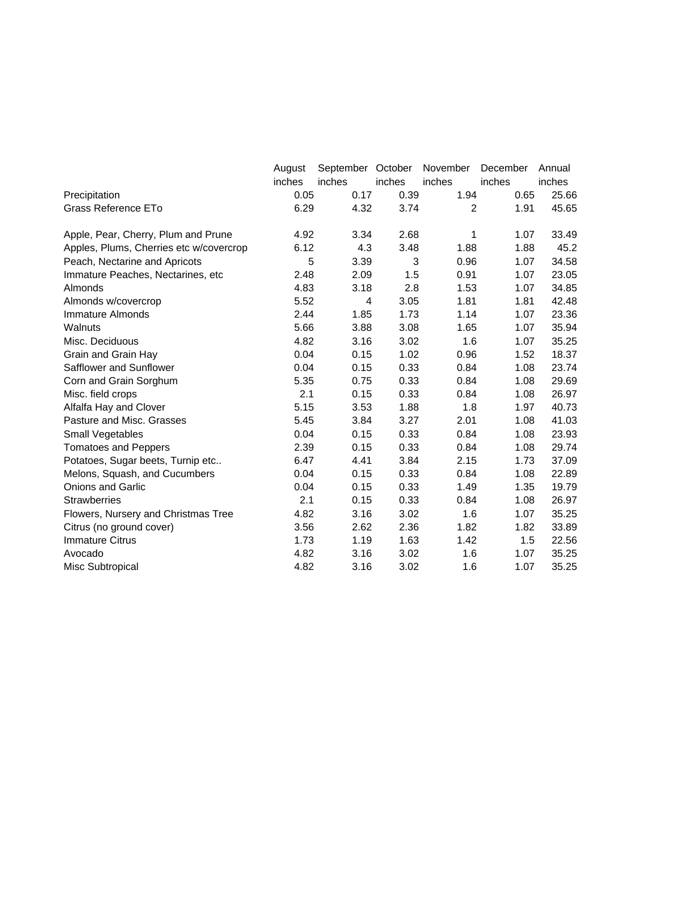| | August inches | September inches | October inches | November inches | December inches | Annual inches |
|---|---|---|---|---|---|---|
| Precipitation | 0.05 | 0.17 | 0.39 | 1.94 | 0.65 | 25.66 |
| Grass Reference ETo | 6.29 | 4.32 | 3.74 | 2 | 1.91 | 45.65 |
| | | | | | | |
| Apple, Pear, Cherry, Plum and Prune | 4.92 | 3.34 | 2.68 | 1 | 1.07 | 33.49 |
| Apples, Plums, Cherries etc w/covercrop | 6.12 | 4.3 | 3.48 | 1.88 | 1.88 | 45.2 |
| Peach, Nectarine and Apricots | 5 | 3.39 | 3 | 0.96 | 1.07 | 34.58 |
| Immature Peaches, Nectarines, etc | 2.48 | 2.09 | 1.5 | 0.91 | 1.07 | 23.05 |
| Almonds | 4.83 | 3.18 | 2.8 | 1.53 | 1.07 | 34.85 |
| Almonds w/covercrop | 5.52 | 4 | 3.05 | 1.81 | 1.81 | 42.48 |
| Immature Almonds | 2.44 | 1.85 | 1.73 | 1.14 | 1.07 | 23.36 |
| Walnuts | 5.66 | 3.88 | 3.08 | 1.65 | 1.07 | 35.94 |
| Misc. Deciduous | 4.82 | 3.16 | 3.02 | 1.6 | 1.07 | 35.25 |
| Grain and Grain Hay | 0.04 | 0.15 | 1.02 | 0.96 | 1.52 | 18.37 |
| Safflower and Sunflower | 0.04 | 0.15 | 0.33 | 0.84 | 1.08 | 23.74 |
| Corn and Grain Sorghum | 5.35 | 0.75 | 0.33 | 0.84 | 1.08 | 29.69 |
| Misc. field crops | 2.1 | 0.15 | 0.33 | 0.84 | 1.08 | 26.97 |
| Alfalfa Hay and Clover | 5.15 | 3.53 | 1.88 | 1.8 | 1.97 | 40.73 |
| Pasture and Misc. Grasses | 5.45 | 3.84 | 3.27 | 2.01 | 1.08 | 41.03 |
| Small Vegetables | 0.04 | 0.15 | 0.33 | 0.84 | 1.08 | 23.93 |
| Tomatoes and Peppers | 2.39 | 0.15 | 0.33 | 0.84 | 1.08 | 29.74 |
| Potatoes, Sugar beets, Turnip etc.. | 6.47 | 4.41 | 3.84 | 2.15 | 1.73 | 37.09 |
| Melons, Squash, and Cucumbers | 0.04 | 0.15 | 0.33 | 0.84 | 1.08 | 22.89 |
| Onions and Garlic | 0.04 | 0.15 | 0.33 | 1.49 | 1.35 | 19.79 |
| Strawberries | 2.1 | 0.15 | 0.33 | 0.84 | 1.08 | 26.97 |
| Flowers, Nursery and Christmas Tree | 4.82 | 3.16 | 3.02 | 1.6 | 1.07 | 35.25 |
| Citrus (no ground cover) | 3.56 | 2.62 | 2.36 | 1.82 | 1.82 | 33.89 |
| Immature Citrus | 1.73 | 1.19 | 1.63 | 1.42 | 1.5 | 22.56 |
| Avocado | 4.82 | 3.16 | 3.02 | 1.6 | 1.07 | 35.25 |
| Misc Subtropical | 4.82 | 3.16 | 3.02 | 1.6 | 1.07 | 35.25 |